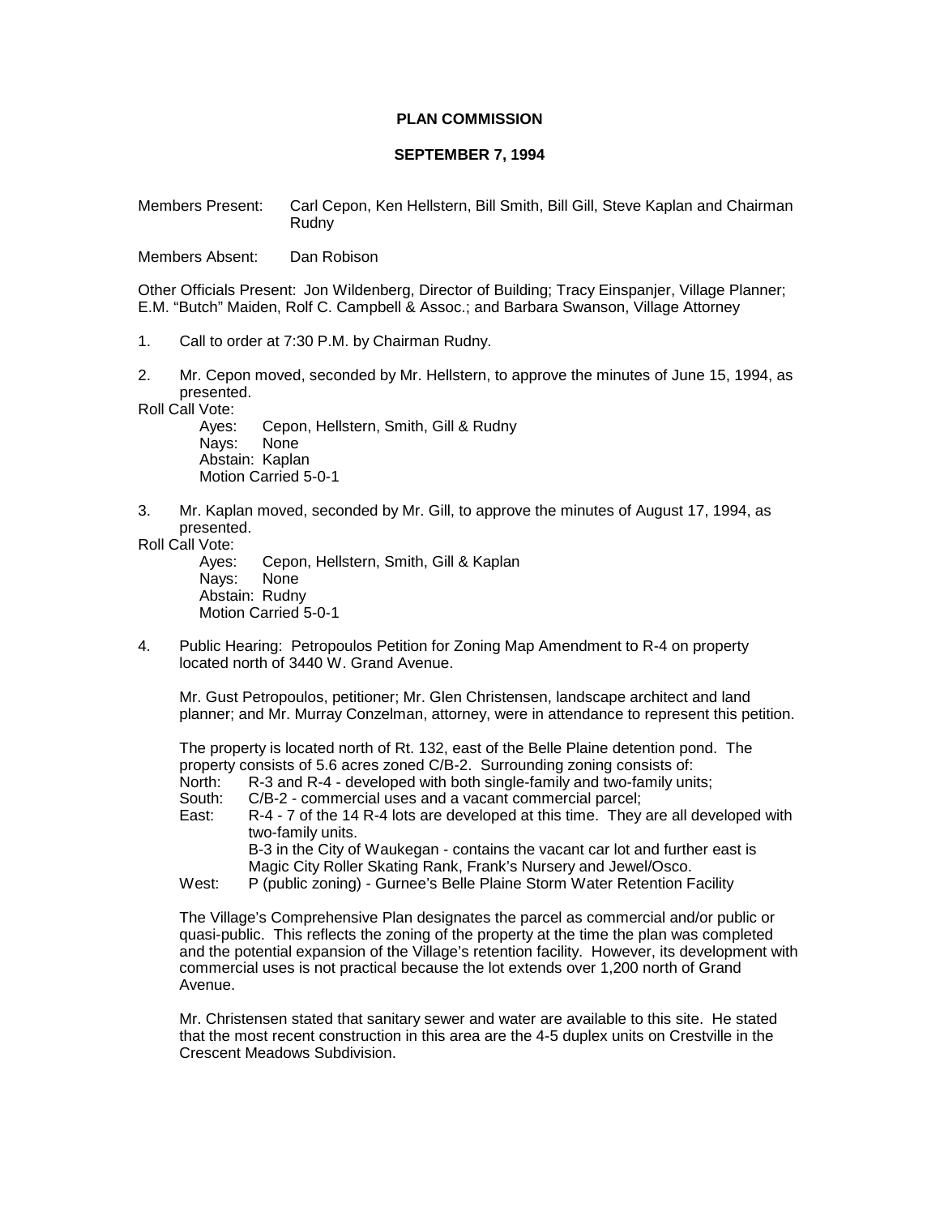**PLAN COMMISSION**

**SEPTEMBER 7, 1994**

Members Present: Carl Cepon, Ken Hellstern, Bill Smith, Bill Gill, Steve Kaplan and Chairman Rudny

Members Absent: Dan Robison

Other Officials Present: Jon Wildenberg, Director of Building; Tracy Einspanjer, Village Planner; E.M. "Butch" Maiden, Rolf C. Campbell & Assoc.; and Barbara Swanson, Village Attorney

1. Call to order at 7:30 P.M. by Chairman Rudny.

2. Mr. Cepon moved, seconded by Mr. Hellstern, to approve the minutes of June 15, 1994, as presented.

Roll Call Vote:
Ayes: Cepon, Hellstern, Smith, Gill & Rudny
Nays: None
Abstain: Kaplan
Motion Carried 5-0-1

3. Mr. Kaplan moved, seconded by Mr. Gill, to approve the minutes of August 17, 1994, as presented.

Roll Call Vote:
Ayes: Cepon, Hellstern, Smith, Gill & Kaplan
Nays: None
Abstain: Rudny
Motion Carried 5-0-1

4. Public Hearing: Petropoulos Petition for Zoning Map Amendment to R-4 on property located north of 3440 W. Grand Avenue.

   Mr. Gust Petropoulos, petitioner; Mr. Glen Christensen, landscape architect and land planner; and Mr. Murray Conzelman, attorney, were in attendance to represent this petition.

   The property is located north of Rt. 132, east of the Belle Plaine detention pond. The property consists of 5.6 acres zoned C/B-2. Surrounding zoning consists of:

   North: R-3 and R-4 - developed with both single-family and two-family units;
   South: C/B-2 - commercial uses and a vacant commercial parcel;
   East: R-4 - 7 of the 14 R-4 lots are developed at this time. They are all developed with two-family units.
   B-3 in the City of Waukegan - contains the vacant car lot and further east is Magic City Roller Skating Rank, Frank's Nursery and Jewel/Osco.
   West: P (public zoning) - Gurnee's Belle Plaine Storm Water Retention Facility

   The Village's Comprehensive Plan designates the parcel as commercial and/or public or quasi-public. This reflects the zoning of the property at the time the plan was completed and the potential expansion of the Village's retention facility. However, its development with commercial uses is not practical because the lot extends over 1,200 north of Grand Avenue.

   Mr. Christensen stated that sanitary sewer and water are available to this site. He stated that the most recent construction in this area are the 4-5 duplex units on Crestville in the Crescent Meadows Subdivision.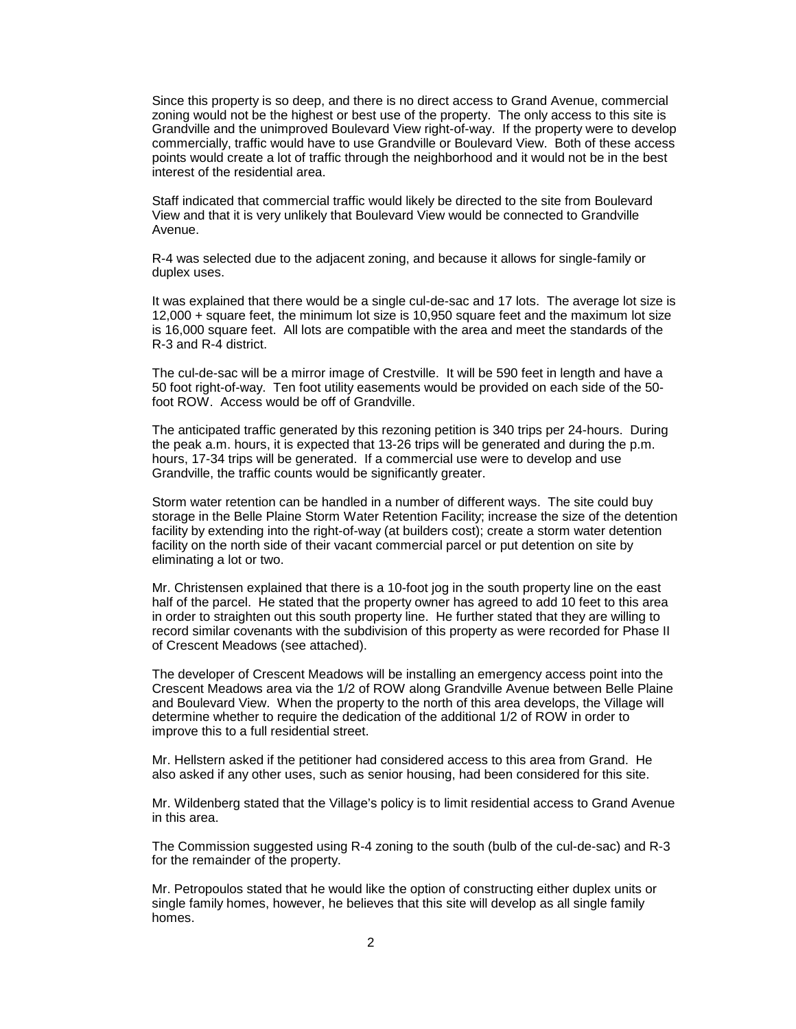Since this property is so deep, and there is no direct access to Grand Avenue, commercial zoning would not be the highest or best use of the property. The only access to this site is Grandville and the unimproved Boulevard View right-of-way. If the property were to develop commercially, traffic would have to use Grandville or Boulevard View. Both of these access points would create a lot of traffic through the neighborhood and it would not be in the best interest of the residential area.

Staff indicated that commercial traffic would likely be directed to the site from Boulevard View and that it is very unlikely that Boulevard View would be connected to Grandville Avenue.

R-4 was selected due to the adjacent zoning, and because it allows for single-family or duplex uses.

It was explained that there would be a single cul-de-sac and 17 lots. The average lot size is 12,000 + square feet, the minimum lot size is 10,950 square feet and the maximum lot size is 16,000 square feet. All lots are compatible with the area and meet the standards of the R-3 and R-4 district.

The cul-de-sac will be a mirror image of Crestville. It will be 590 feet in length and have a 50 foot right-of-way. Ten foot utility easements would be provided on each side of the 50-foot ROW. Access would be off of Grandville.

The anticipated traffic generated by this rezoning petition is 340 trips per 24-hours. During the peak a.m. hours, it is expected that 13-26 trips will be generated and during the p.m. hours, 17-34 trips will be generated. If a commercial use were to develop and use Grandville, the traffic counts would be significantly greater.

Storm water retention can be handled in a number of different ways. The site could buy storage in the Belle Plaine Storm Water Retention Facility; increase the size of the detention facility by extending into the right-of-way (at builders cost); create a storm water detention facility on the north side of their vacant commercial parcel or put detention on site by eliminating a lot or two.

Mr. Christensen explained that there is a 10-foot jog in the south property line on the east half of the parcel. He stated that the property owner has agreed to add 10 feet to this area in order to straighten out this south property line. He further stated that they are willing to record similar covenants with the subdivision of this property as were recorded for Phase II of Crescent Meadows (see attached).

The developer of Crescent Meadows will be installing an emergency access point into the Crescent Meadows area via the 1/2 of ROW along Grandville Avenue between Belle Plaine and Boulevard View. When the property to the north of this area develops, the Village will determine whether to require the dedication of the additional 1/2 of ROW in order to improve this to a full residential street.

Mr. Hellstern asked if the petitioner had considered access to this area from Grand. He also asked if any other uses, such as senior housing, had been considered for this site.

Mr. Wildenberg stated that the Village's policy is to limit residential access to Grand Avenue in this area.

The Commission suggested using R-4 zoning to the south (bulb of the cul-de-sac) and R-3 for the remainder of the property.

Mr. Petropoulos stated that he would like the option of constructing either duplex units or single family homes, however, he believes that this site will develop as all single family homes.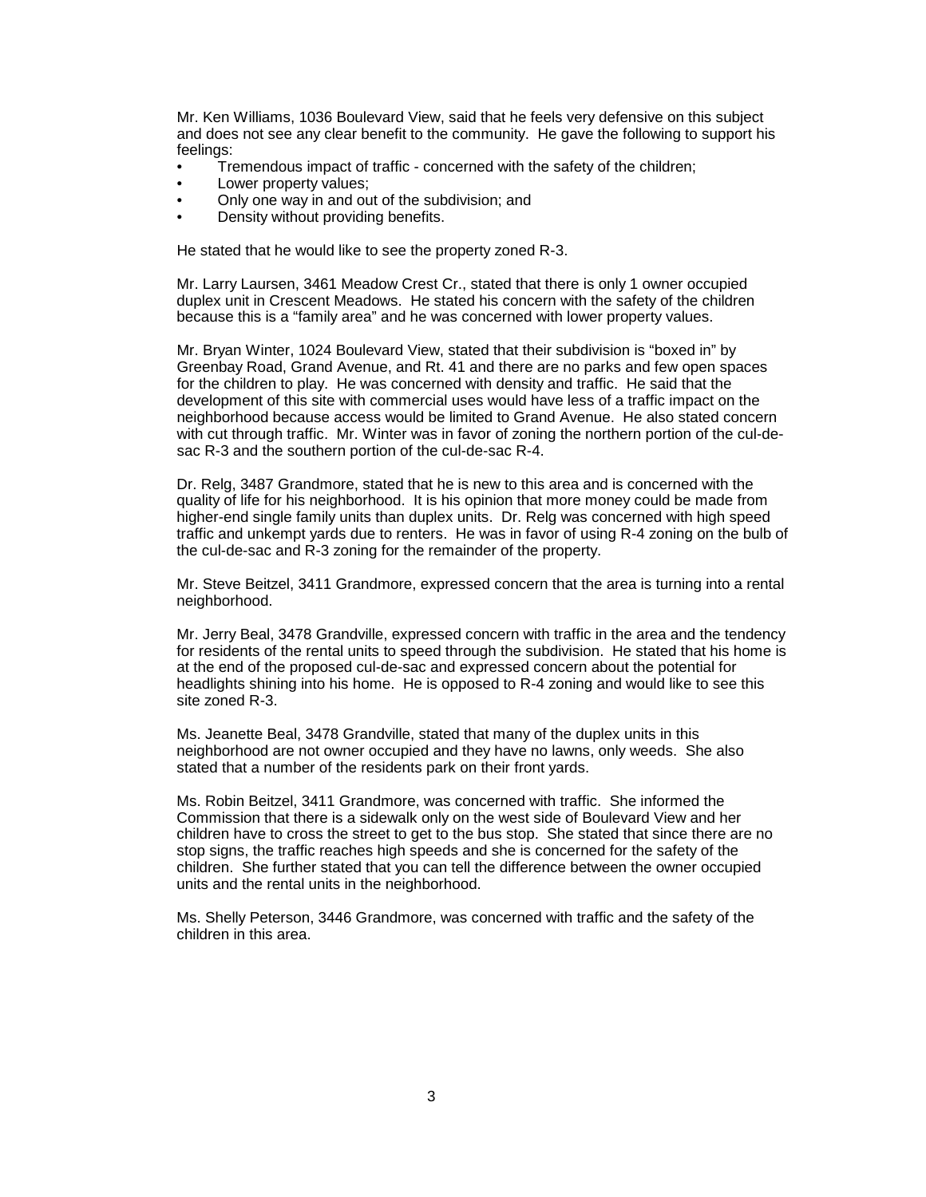Mr. Ken Williams, 1036 Boulevard View, said that he feels very defensive on this subject and does not see any clear benefit to the community. He gave the following to support his feelings:

- Tremendous impact of traffic - concerned with the safety of the children;
- Lower property values;
- Only one way in and out of the subdivision; and
- Density without providing benefits.

He stated that he would like to see the property zoned R-3.

Mr. Larry Laursen, 3461 Meadow Crest Cr., stated that there is only 1 owner occupied duplex unit in Crescent Meadows. He stated his concern with the safety of the children because this is a "family area" and he was concerned with lower property values.

Mr. Bryan Winter, 1024 Boulevard View, stated that their subdivision is "boxed in" by Greenbay Road, Grand Avenue, and Rt. 41 and there are no parks and few open spaces for the children to play. He was concerned with density and traffic. He said that the development of this site with commercial uses would have less of a traffic impact on the neighborhood because access would be limited to Grand Avenue. He also stated concern with cut through traffic. Mr. Winter was in favor of zoning the northern portion of the cul-de-sac R-3 and the southern portion of the cul-de-sac R-4.

Dr. Relg, 3487 Grandmore, stated that he is new to this area and is concerned with the quality of life for his neighborhood. It is his opinion that more money could be made from higher-end single family units than duplex units. Dr. Relg was concerned with high speed traffic and unkempt yards due to renters. He was in favor of using R-4 zoning on the bulb of the cul-de-sac and R-3 zoning for the remainder of the property.

Mr. Steve Beitzel, 3411 Grandmore, expressed concern that the area is turning into a rental neighborhood.

Mr. Jerry Beal, 3478 Grandville, expressed concern with traffic in the area and the tendency for residents of the rental units to speed through the subdivision. He stated that his home is at the end of the proposed cul-de-sac and expressed concern about the potential for headlights shining into his home. He is opposed to R-4 zoning and would like to see this site zoned R-3.

Ms. Jeanette Beal, 3478 Grandville, stated that many of the duplex units in this neighborhood are not owner occupied and they have no lawns, only weeds. She also stated that a number of the residents park on their front yards.

Ms. Robin Beitzel, 3411 Grandmore, was concerned with traffic. She informed the Commission that there is a sidewalk only on the west side of Boulevard View and her children have to cross the street to get to the bus stop. She stated that since there are no stop signs, the traffic reaches high speeds and she is concerned for the safety of the children. She further stated that you can tell the difference between the owner occupied units and the rental units in the neighborhood.

Ms. Shelly Peterson, 3446 Grandmore, was concerned with traffic and the safety of the children in this area.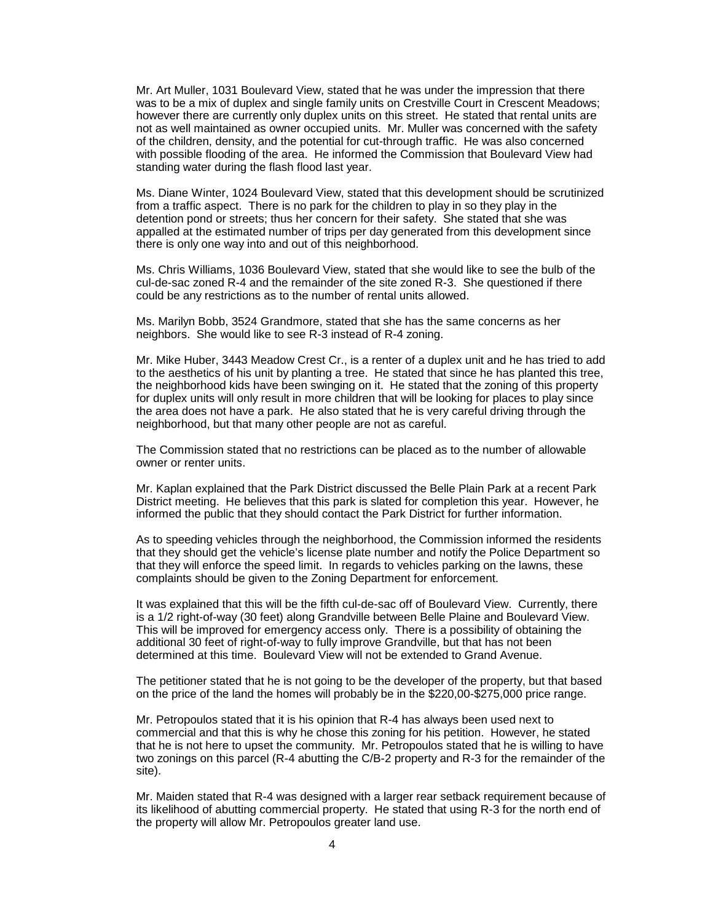Mr. Art Muller, 1031 Boulevard View, stated that he was under the impression that there was to be a mix of duplex and single family units on Crestville Court in Crescent Meadows; however there are currently only duplex units on this street. He stated that rental units are not as well maintained as owner occupied units. Mr. Muller was concerned with the safety of the children, density, and the potential for cut-through traffic. He was also concerned with possible flooding of the area. He informed the Commission that Boulevard View had standing water during the flash flood last year.

Ms. Diane Winter, 1024 Boulevard View, stated that this development should be scrutinized from a traffic aspect. There is no park for the children to play in so they play in the detention pond or streets; thus her concern for their safety. She stated that she was appalled at the estimated number of trips per day generated from this development since there is only one way into and out of this neighborhood.

Ms. Chris Williams, 1036 Boulevard View, stated that she would like to see the bulb of the cul-de-sac zoned R-4 and the remainder of the site zoned R-3. She questioned if there could be any restrictions as to the number of rental units allowed.

Ms. Marilyn Bobb, 3524 Grandmore, stated that she has the same concerns as her neighbors. She would like to see R-3 instead of R-4 zoning.

Mr. Mike Huber, 3443 Meadow Crest Cr., is a renter of a duplex unit and he has tried to add to the aesthetics of his unit by planting a tree. He stated that since he has planted this tree, the neighborhood kids have been swinging on it. He stated that the zoning of this property for duplex units will only result in more children that will be looking for places to play since the area does not have a park. He also stated that he is very careful driving through the neighborhood, but that many other people are not as careful.

The Commission stated that no restrictions can be placed as to the number of allowable owner or renter units.

Mr. Kaplan explained that the Park District discussed the Belle Plain Park at a recent Park District meeting. He believes that this park is slated for completion this year. However, he informed the public that they should contact the Park District for further information.

As to speeding vehicles through the neighborhood, the Commission informed the residents that they should get the vehicle's license plate number and notify the Police Department so that they will enforce the speed limit. In regards to vehicles parking on the lawns, these complaints should be given to the Zoning Department for enforcement.

It was explained that this will be the fifth cul-de-sac off of Boulevard View. Currently, there is a 1/2 right-of-way (30 feet) along Grandville between Belle Plaine and Boulevard View. This will be improved for emergency access only. There is a possibility of obtaining the additional 30 feet of right-of-way to fully improve Grandville, but that has not been determined at this time. Boulevard View will not be extended to Grand Avenue.

The petitioner stated that he is not going to be the developer of the property, but that based on the price of the land the homes will probably be in the $220,00-$275,000 price range.

Mr. Petropoulos stated that it is his opinion that R-4 has always been used next to commercial and that this is why he chose this zoning for his petition. However, he stated that he is not here to upset the community. Mr. Petropoulos stated that he is willing to have two zonings on this parcel (R-4 abutting the C/B-2 property and R-3 for the remainder of the site).

Mr. Maiden stated that R-4 was designed with a larger rear setback requirement because of its likelihood of abutting commercial property. He stated that using R-3 for the north end of the property will allow Mr. Petropoulos greater land use.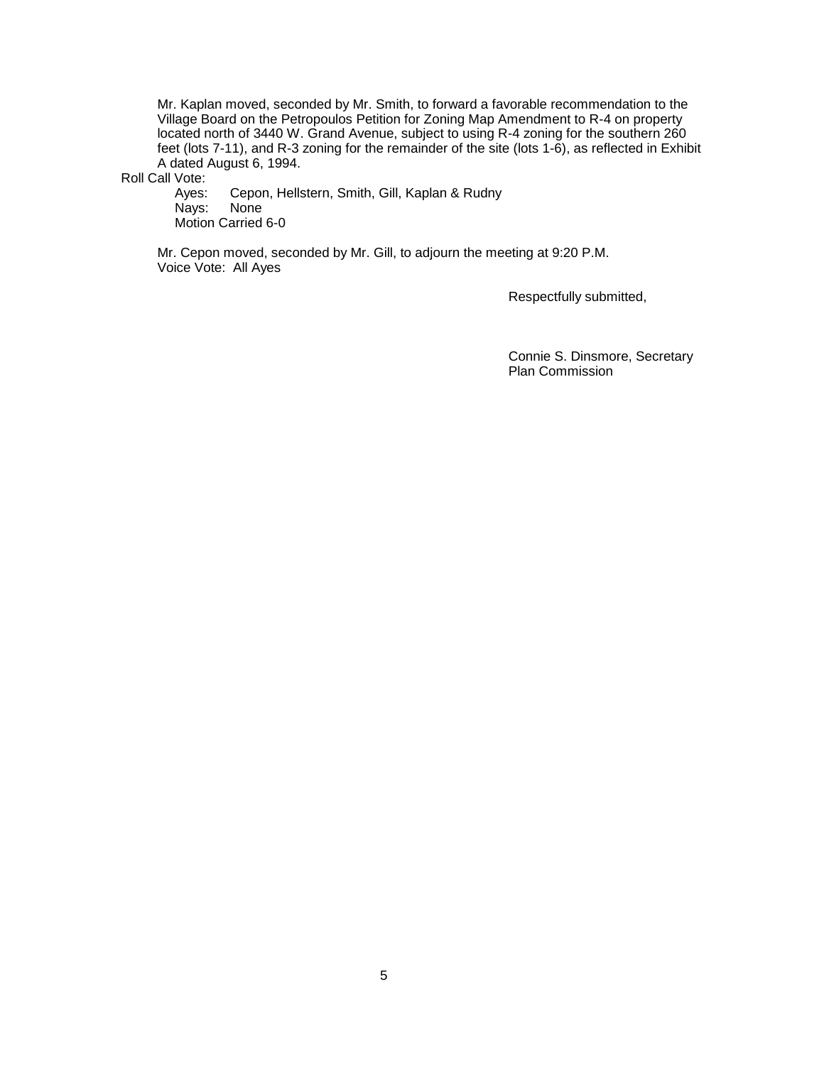Mr. Kaplan moved, seconded by Mr. Smith, to forward a favorable recommendation to the Village Board on the Petropoulos Petition for Zoning Map Amendment to R-4 on property located north of 3440 W. Grand Avenue, subject to using R-4 zoning for the southern 260 feet (lots 7-11), and R-3 zoning for the remainder of the site (lots 1-6), as reflected in Exhibit A dated August 6, 1994.

Roll Call Vote:

Ayes: Cepon, Hellstern, Smith, Gill, Kaplan & Rudny
Nays: None
Motion Carried 6-0

Mr. Cepon moved, seconded by Mr. Gill, to adjourn the meeting at 9:20 P.M.
Voice Vote: All Ayes

Respectfully submitted,

Connie S. Dinsmore, Secretary
Plan Commission